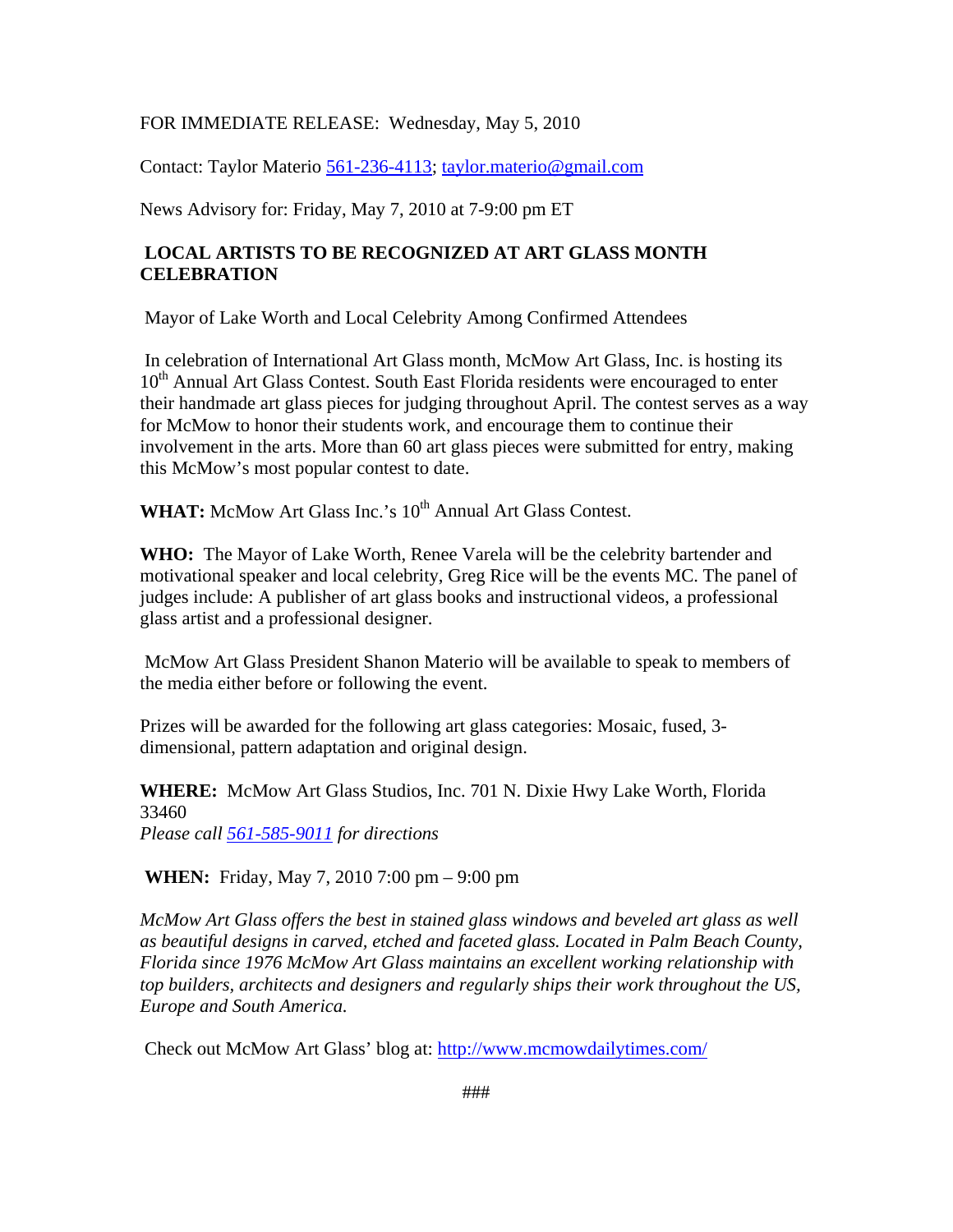FOR IMMEDIATE RELEASE: Wednesday, May 5, 2010

Contact: Taylor Materio [561-236-4113](tel:561-236-4113); [taylor.materio@gmail.com](mailto:taylor.materio@gmail.com)

News Advisory for: Friday, May 7, 2010 at 7-9:00 pm ET

**LOCAL ARTISTS TO BE RECOGNIZED AT ART GLASS MONTH CELEBRATION**

Mayor of Lake Worth and Local Celebrity Among Confirmed Attendees

In celebration of International Art Glass month, McMow Art Glass, Inc. is hosting its 10th Annual Art Glass Contest. South East Florida residents were encouraged to enter their handmade art glass pieces for judging throughout April. The contest serves as a way for McMow to honor their students work, and encourage them to continue their involvement in the arts. More than 60 art glass pieces were submitted for entry, making this McMow's most popular contest to date.

**WHAT:** McMow Art Glass Inc.'s 10th Annual Art Glass Contest.

**WHO:** The Mayor of Lake Worth, Renee Varela will be the celebrity bartender and motivational speaker and local celebrity, Greg Rice will be the events MC. The panel of judges include: A publisher of art glass books and instructional videos, a professional glass artist and a professional designer.

McMow Art Glass President Shanon Materio will be available to speak to members of the media either before or following the event.

Prizes will be awarded for the following art glass categories: Mosaic, fused, 3-dimensional, pattern adaptation and original design.

**WHERE:** McMow Art Glass Studios, Inc. 701 N. Dixie Hwy Lake Worth, Florida 33460
*Please call [561-585-9011](tel:561-585-9011) for directions*

**WHEN:** Friday, May 7, 2010 7:00 pm – 9:00 pm

*McMow Art Glass offers the best in stained glass windows and beveled art glass as well as beautiful designs in carved, etched and faceted glass. Located in Palm Beach County, Florida since 1976 McMow Art Glass maintains an excellent working relationship with top builders, architects and designers and regularly ships their work throughout the US, Europe and South America.*

Check out McMow Art Glass' blog at: http://www.mcmowdailytimes.com/

###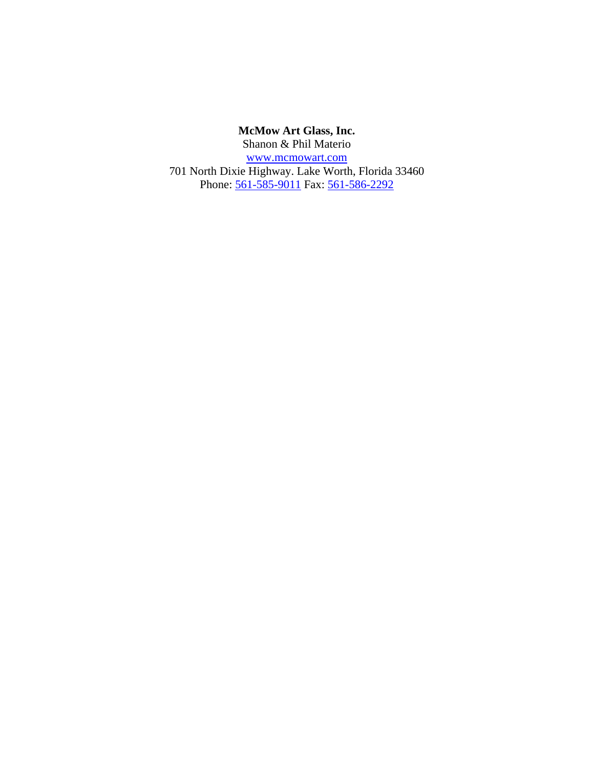**McMow Art Glass, Inc.**
Shanon & Phil Materio
[www.mcmowart.com](http://www.mcmowart.com)
701 North Dixie Highway. Lake Worth, Florida 33460
Phone: 561-585-9011 Fax: 561-586-2292